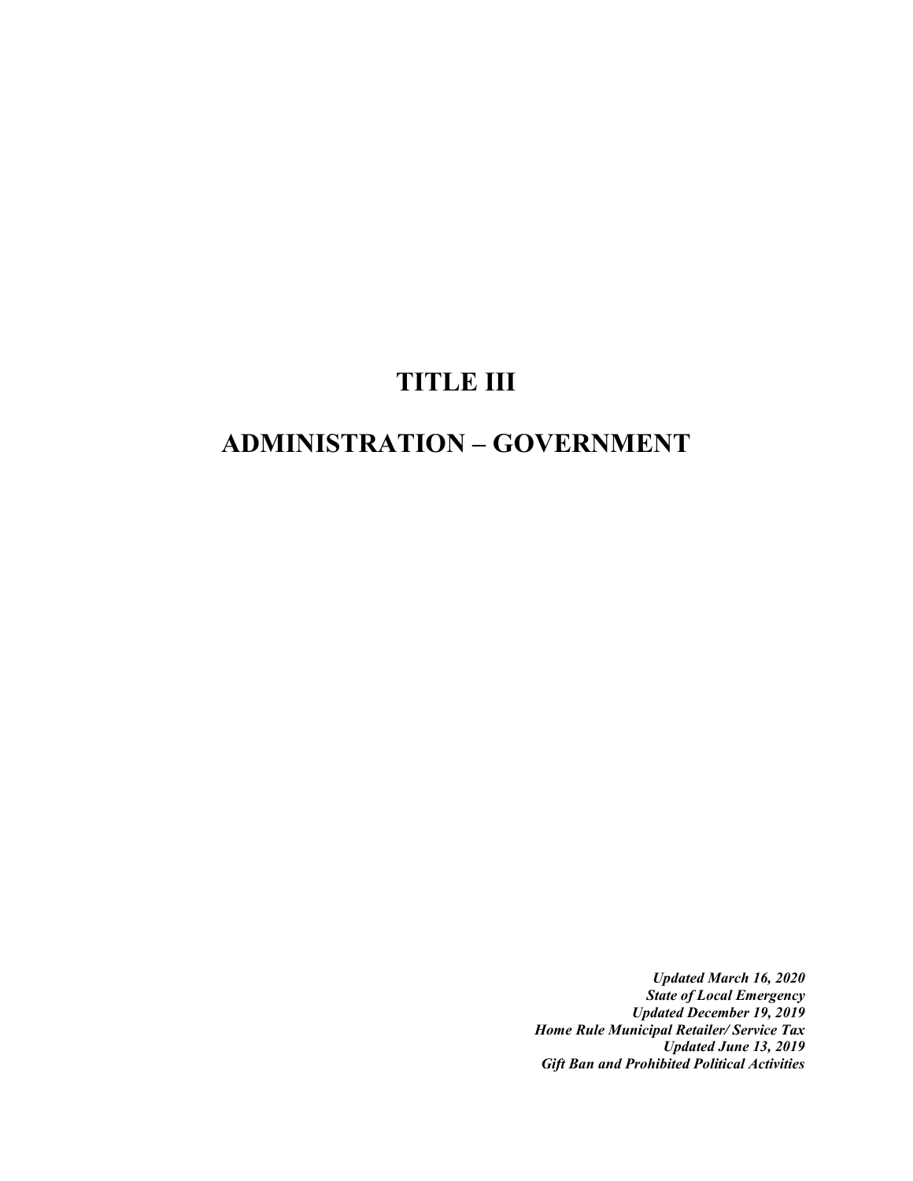# TITLE III

# ADMINISTRATION – GOVERNMENT

***Updated March 16, 2020***
***State of Local Emergency***
***Updated December 19, 2019***
***Home Rule Municipal Retailer/ Service Tax***
***Updated June 13, 2019***
***Gift Ban and Prohibited Political Activities***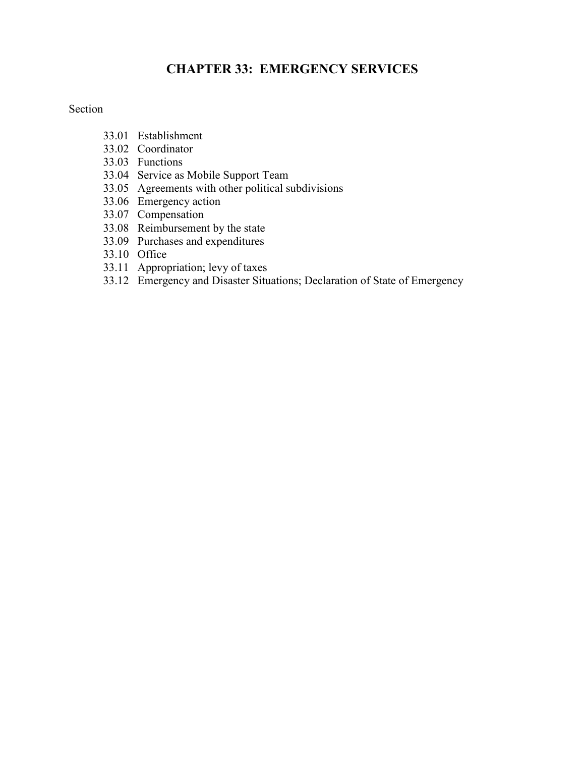# CHAPTER 33: EMERGENCY SERVICES

Section

33.01 Establishment
33.02 Coordinator
33.03 Functions
33.04 Service as Mobile Support Team
33.05 Agreements with other political subdivisions
33.06 Emergency action
33.07 Compensation
33.08 Reimbursement by the state
33.09 Purchases and expenditures
33.10 Office
33.11 Appropriation; levy of taxes
33.12 Emergency and Disaster Situations; Declaration of State of Emergency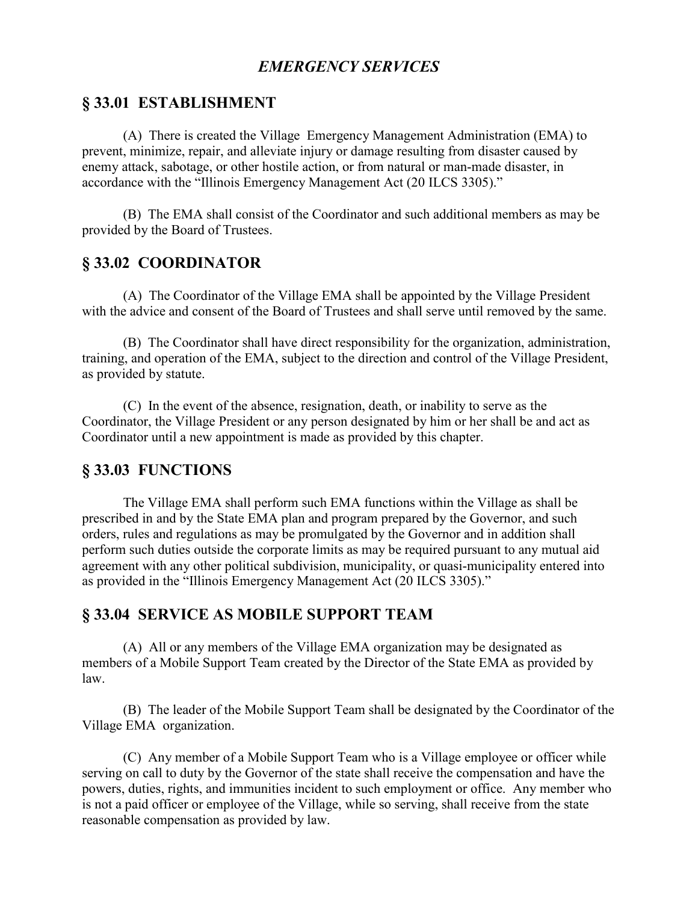# *EMERGENCY SERVICES*

## § 33.01 ESTABLISHMENT

(A) There is created the Village Emergency Management Administration (EMA) to prevent, minimize, repair, and alleviate injury or damage resulting from disaster caused by enemy attack, sabotage, or other hostile action, or from natural or man-made disaster, in accordance with the "Illinois Emergency Management Act (20 ILCS 3305)."

(B) The EMA shall consist of the Coordinator and such additional members as may be provided by the Board of Trustees.

## § 33.02 COORDINATOR

(A) The Coordinator of the Village EMA shall be appointed by the Village President with the advice and consent of the Board of Trustees and shall serve until removed by the same.

(B) The Coordinator shall have direct responsibility for the organization, administration, training, and operation of the EMA, subject to the direction and control of the Village President, as provided by statute.

(C) In the event of the absence, resignation, death, or inability to serve as the Coordinator, the Village President or any person designated by him or her shall be and act as Coordinator until a new appointment is made as provided by this chapter.

## § 33.03 FUNCTIONS

The Village EMA shall perform such EMA functions within the Village as shall be prescribed in and by the State EMA plan and program prepared by the Governor, and such orders, rules and regulations as may be promulgated by the Governor and in addition shall perform such duties outside the corporate limits as may be required pursuant to any mutual aid agreement with any other political subdivision, municipality, or quasi-municipality entered into as provided in the "Illinois Emergency Management Act (20 ILCS 3305)."

## § 33.04 SERVICE AS MOBILE SUPPORT TEAM

(A) All or any members of the Village EMA organization may be designated as members of a Mobile Support Team created by the Director of the State EMA as provided by law.

(B) The leader of the Mobile Support Team shall be designated by the Coordinator of the Village EMA organization.

(C) Any member of a Mobile Support Team who is a Village employee or officer while serving on call to duty by the Governor of the state shall receive the compensation and have the powers, duties, rights, and immunities incident to such employment or office. Any member who is not a paid officer or employee of the Village, while so serving, shall receive from the state reasonable compensation as provided by law.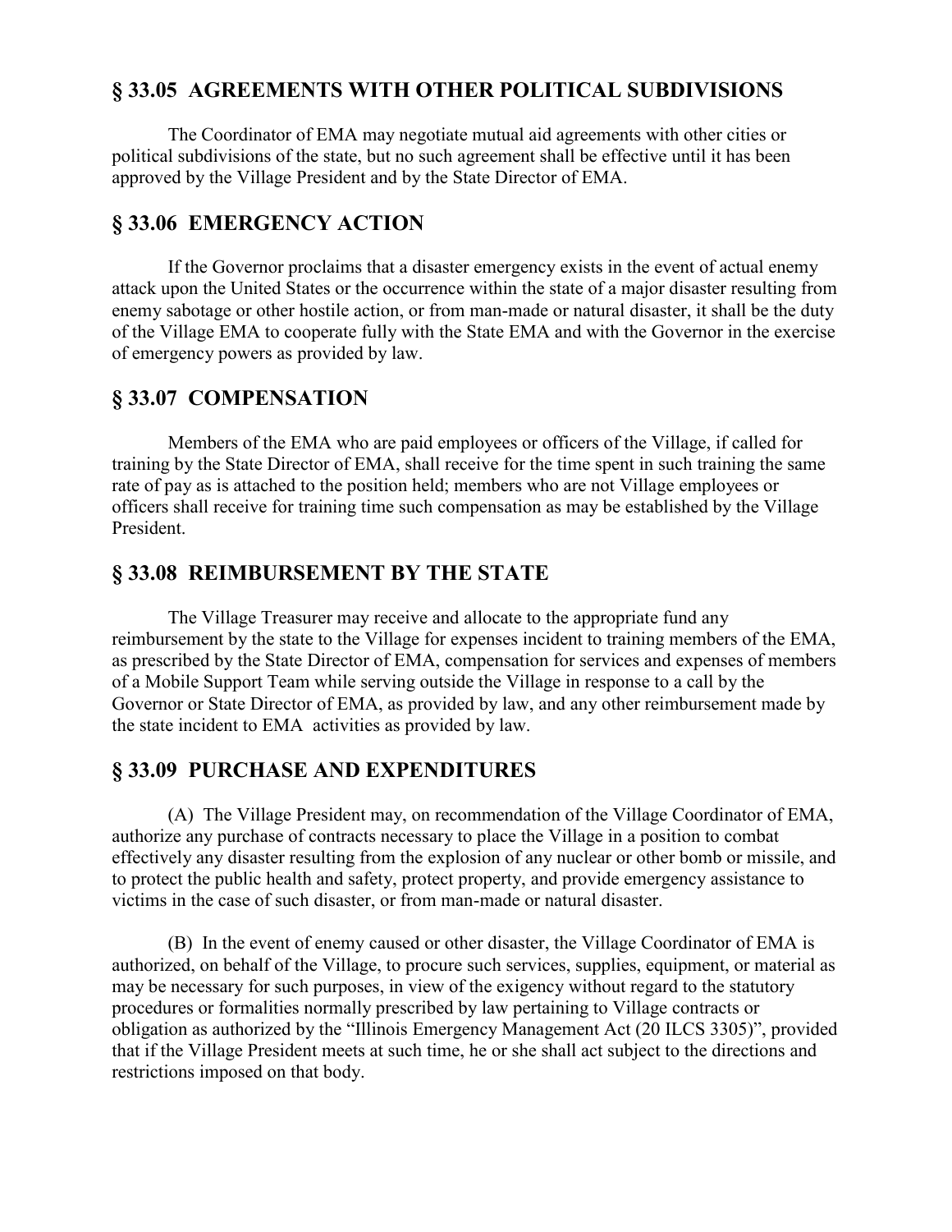## § 33.05 AGREEMENTS WITH OTHER POLITICAL SUBDIVISIONS

The Coordinator of EMA may negotiate mutual aid agreements with other cities or political subdivisions of the state, but no such agreement shall be effective until it has been approved by the Village President and by the State Director of EMA.

## § 33.06 EMERGENCY ACTION

If the Governor proclaims that a disaster emergency exists in the event of actual enemy attack upon the United States or the occurrence within the state of a major disaster resulting from enemy sabotage or other hostile action, or from man-made or natural disaster, it shall be the duty of the Village EMA to cooperate fully with the State EMA and with the Governor in the exercise of emergency powers as provided by law.

## § 33.07 COMPENSATION

Members of the EMA who are paid employees or officers of the Village, if called for training by the State Director of EMA, shall receive for the time spent in such training the same rate of pay as is attached to the position held; members who are not Village employees or officers shall receive for training time such compensation as may be established by the Village President.

## § 33.08 REIMBURSEMENT BY THE STATE

The Village Treasurer may receive and allocate to the appropriate fund any reimbursement by the state to the Village for expenses incident to training members of the EMA, as prescribed by the State Director of EMA, compensation for services and expenses of members of a Mobile Support Team while serving outside the Village in response to a call by the Governor or State Director of EMA, as provided by law, and any other reimbursement made by the state incident to EMA activities as provided by law.

## § 33.09 PURCHASE AND EXPENDITURES

(A) The Village President may, on recommendation of the Village Coordinator of EMA, authorize any purchase of contracts necessary to place the Village in a position to combat effectively any disaster resulting from the explosion of any nuclear or other bomb or missile, and to protect the public health and safety, protect property, and provide emergency assistance to victims in the case of such disaster, or from man-made or natural disaster.

(B) In the event of enemy caused or other disaster, the Village Coordinator of EMA is authorized, on behalf of the Village, to procure such services, supplies, equipment, or material as may be necessary for such purposes, in view of the exigency without regard to the statutory procedures or formalities normally prescribed by law pertaining to Village contracts or obligation as authorized by the "Illinois Emergency Management Act (20 ILCS 3305)", provided that if the Village President meets at such time, he or she shall act subject to the directions and restrictions imposed on that body.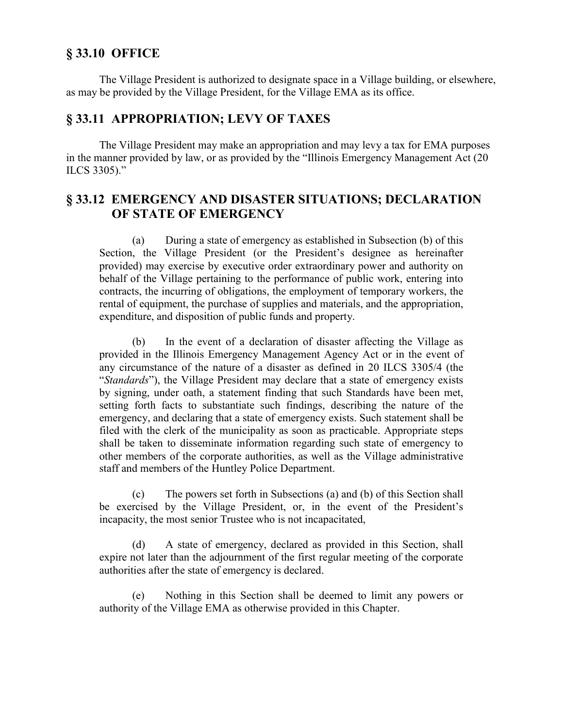## § 33.10 OFFICE

The Village President is authorized to designate space in a Village building, or elsewhere, as may be provided by the Village President, for the Village EMA as its office.

## § 33.11 APPROPRIATION; LEVY OF TAXES

The Village President may make an appropriation and may levy a tax for EMA purposes in the manner provided by law, or as provided by the "Illinois Emergency Management Act (20 ILCS 3305)."

## § 33.12 EMERGENCY AND DISASTER SITUATIONS; DECLARATION OF STATE OF EMERGENCY

(a) During a state of emergency as established in Subsection (b) of this Section, the Village President (or the President's designee as hereinafter provided) may exercise by executive order extraordinary power and authority on behalf of the Village pertaining to the performance of public work, entering into contracts, the incurring of obligations, the employment of temporary workers, the rental of equipment, the purchase of supplies and materials, and the appropriation, expenditure, and disposition of public funds and property.

(b) In the event of a declaration of disaster affecting the Village as provided in the Illinois Emergency Management Agency Act or in the event of any circumstance of the nature of a disaster as defined in 20 ILCS 3305/4 (the "*Standards*"), the Village President may declare that a state of emergency exists by signing, under oath, a statement finding that such Standards have been met, setting forth facts to substantiate such findings, describing the nature of the emergency, and declaring that a state of emergency exists. Such statement shall be filed with the clerk of the municipality as soon as practicable. Appropriate steps shall be taken to disseminate information regarding such state of emergency to other members of the corporate authorities, as well as the Village administrative staff and members of the Huntley Police Department.

(c) The powers set forth in Subsections (a) and (b) of this Section shall be exercised by the Village President, or, in the event of the President's incapacity, the most senior Trustee who is not incapacitated,

(d) A state of emergency, declared as provided in this Section, shall expire not later than the adjournment of the first regular meeting of the corporate authorities after the state of emergency is declared.

(e) Nothing in this Section shall be deemed to limit any powers or authority of the Village EMA as otherwise provided in this Chapter.